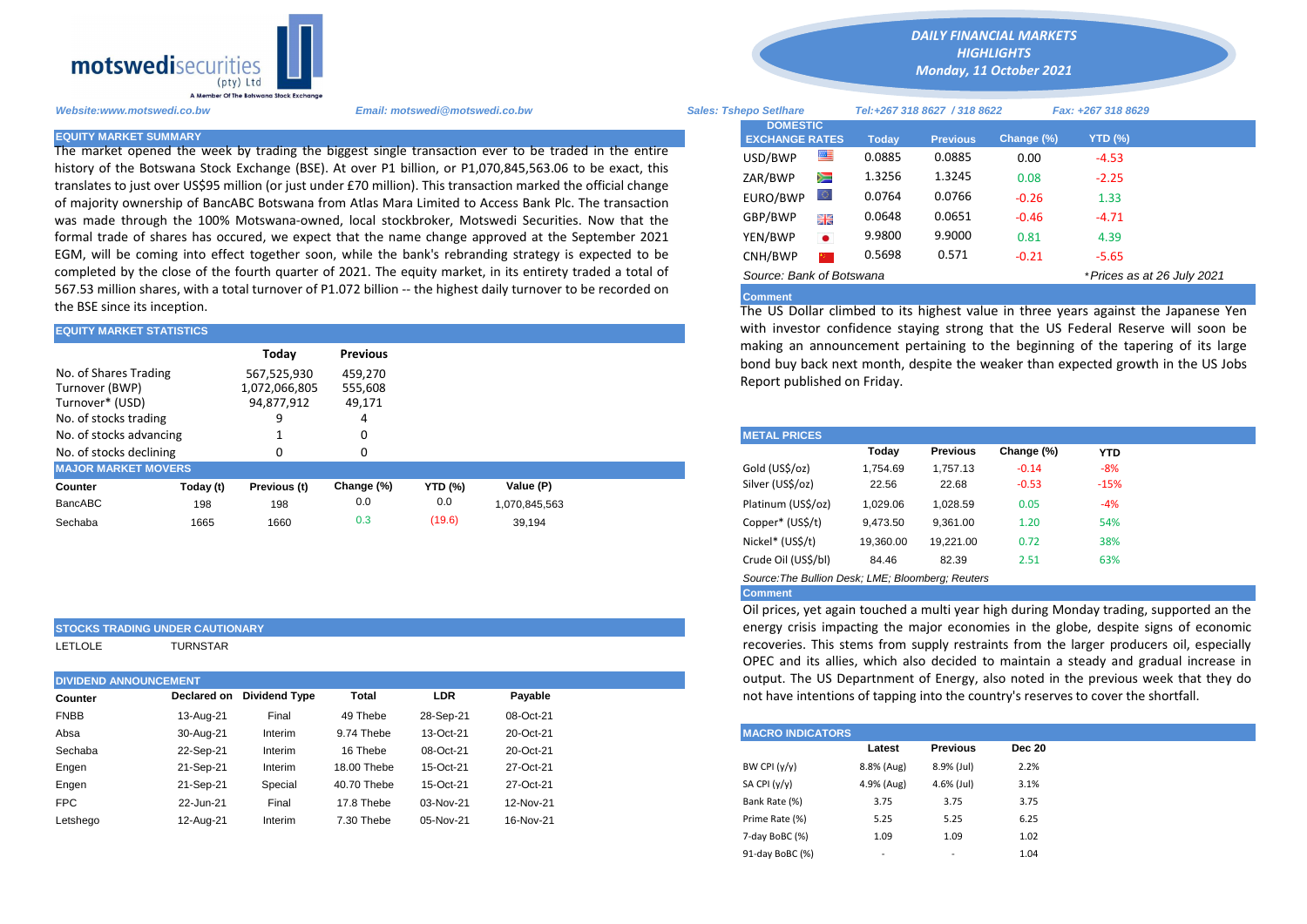motswedisecurities (pty) Ltd

A Member Of The Botswana Stock Exchange

**DAILY FINANCIAL MARKETS HIGHLIGHTS**
**Monday, 11 October 2021**

*Website:www.motswedi.co.bw* | *Email: motswedi@motswedi.co.bw* | *Sales: Tshepo Setlhare* | *Tel:+267 318 8627 / 318 8622* | *Fax: +267 318 8629*

## EQUITY MARKET SUMMARY

The market opened the week by trading the biggest single transaction ever to be traded in the entire history of the Botswana Stock Exchange (BSE). At over P1 billion, or P1,070,845,563.06 to be exact, this translates to just over US$95 million (or just under £70 million). This transaction marked the official change of majority ownership of BancABC Botswana from Atlas Mara Limited to Access Bank Plc. The transaction was made through the 100% Motswana-owned, local stockbroker, Motswedi Securities. Now that the formal trade of shares has occured, we expect that the name change approved at the September 2021 EGM, will be coming into effect together soon, while the bank's rebranding strategy is expected to be completed by the close of the fourth quarter of 2021. The equity market, in its entirety traded a total of 567.53 million shares, with a total turnover of P1.072 billion -- the highest daily turnover to be recorded on the BSE since its inception.

## EQUITY MARKET STATISTICS

| | Today | Previous |
|---|---|---|
| No. of Shares Trading | 567,525,930 | 459,270 |
| Turnover (BWP) | 1,072,066,805 | 555,608 |
| Turnover* (USD) | 94,877,912 | 49,171 |
| No. of stocks trading | 9 | 4 |
| No. of stocks advancing | 1 | 0 |
| No. of stocks declining | 0 | 0 |

## MAJOR MARKET MOVERS

| Counter | Today (t) | Previous (t) | Change (%) | YTD (%) | Value (P) |
|---|---|---|---|---|---|
| BancABC | 198 | 198 | 0.0 | 0.0 | 1,070,845,563 |
| Sechaba | 1665 | 1660 | 0.3 | (19.6) | 39,194 |

## STOCKS TRADING UNDER CAUTIONARY

| | |
|---|---|
| LETLOLE | TURNSTAR |

## DIVIDEND ANNOUNCEMENT

| Counter | Declared on | Dividend Type | Total | LDR | Payable |
|---|---|---|---|---|---|
| FNBB | 13-Aug-21 | Final | 49 Thebe | 28-Sep-21 | 08-Oct-21 |
| Absa | 30-Aug-21 | Interim | 9.74 Thebe | 13-Oct-21 | 20-Oct-21 |
| Sechaba | 22-Sep-21 | Interim | 16 Thebe | 08-Oct-21 | 20-Oct-21 |
| Engen | 21-Sep-21 | Interim | 18.00 Thebe | 15-Oct-21 | 27-Oct-21 |
| Engen | 21-Sep-21 | Special | 40.70 Thebe | 15-Oct-21 | 27-Oct-21 |
| FPC | 22-Jun-21 | Final | 17.8 Thebe | 03-Nov-21 | 12-Nov-21 |
| Letshego | 12-Aug-21 | Interim | 7.30 Thebe | 05-Nov-21 | 16-Nov-21 |

## DOMESTIC EXCHANGE RATES

| DOMESTIC EXCHANGE RATES | Today | Previous | Change (%) | YTD (%) |
|---|---|---|---|---|
| USD/BWP | 0.0885 | 0.0885 | 0.00 | -4.53 |
| ZAR/BWP | 1.3256 | 1.3245 | 0.08 | -2.25 |
| EURO/BWP | 0.0764 | 0.0766 | -0.26 | 1.33 |
| GBP/BWP | 0.0648 | 0.0651 | -0.46 | -4.71 |
| YEN/BWP | 9.9800 | 9.9000 | 0.81 | 4.39 |
| CNH/BWP | 0.5698 | 0.571 | -0.21 | -5.65 |

*Source: Bank of Botswana* | *\*Prices as at 26 July 2021*

**Comment**

The US Dollar climbed to its highest value in three years against the Japanese Yen with investor confidence staying strong that the US Federal Reserve will soon be making an announcement pertaining to the beginning of the tapering of its large bond buy back next month, despite the weaker than expected growth in the US Jobs Report published on Friday.

## METAL PRICES

| | Today | Previous | Change (%) | YTD |
|---|---|---|---|---|
| Gold (US$/oz) | 1,754.69 | 1,757.13 | -0.14 | -8% |
| Silver (US$/oz) | 22.56 | 22.68 | -0.53 | -15% |
| Platinum (US$/oz) | 1,029.06 | 1,028.59 | 0.05 | -4% |
| Copper* (US$/t) | 9,473.50 | 9,361.00 | 1.20 | 54% |
| Nickel* (US$/t) | 19,360.00 | 19,221.00 | 0.72 | 38% |
| Crude Oil (US$/bl) | 84.46 | 82.39 | 2.51 | 63% |

*Source:The Bullion Desk; LME; Bloomberg; Reuters*

**Comment**

Oil prices, yet again touched a multi year high during Monday trading, supported an the energy crisis impacting the major economies in the globe, despite signs of economic recoveries. This stems from supply restraints from the larger producers oil, especially OPEC and its allies, which also decided to maintain a steady and gradual increase in output. The US Department of Energy, also noted in the previous week that they do not have intentions of tapping into the country's reserves to cover the shortfall.

## MACRO INDICATORS

| | Latest | Previous | Dec 20 |
|---|---|---|---|
| BW CPI (y/y) | 8.8% (Aug) | 8.9% (Jul) | 2.2% |
| SA CPI (y/y) | 4.9% (Aug) | 4.6% (Jul) | 3.1% |
| Bank Rate (%) | 3.75 | 3.75 | 3.75 |
| Prime Rate (%) | 5.25 | 5.25 | 6.25 |
| 7-day BoBC (%) | 1.09 | 1.09 | 1.02 |
| 91-day BoBC (%) | - | - | 1.04 |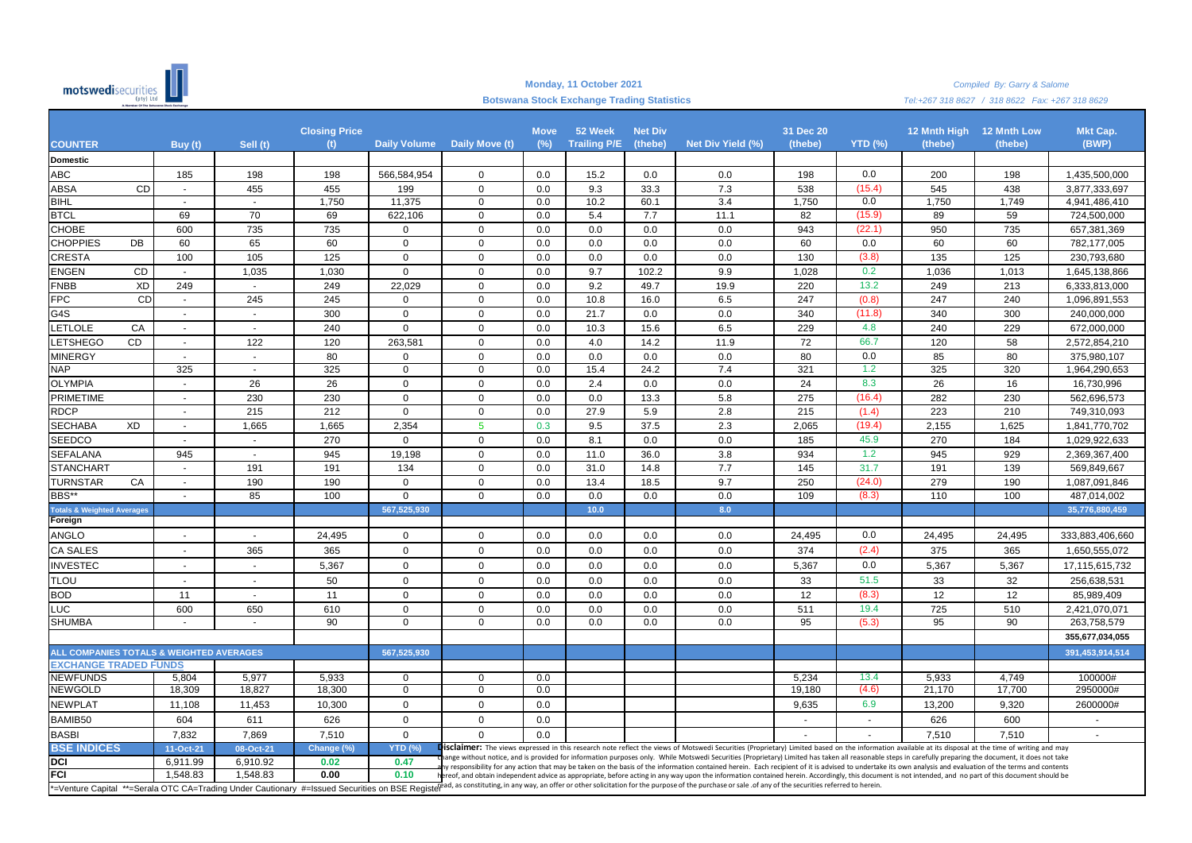**Monday, 11 October 2021**

**Botswana Stock Exchange Trading Statistics**

*Compiled By: Garry & Salome*

*Tel:+267 318 8627 / 318 8622 Fax: +267 318 8629*

| COUNTER | | Buy (t) | Sell (t) | Closing Price (t) | Daily Volume | Daily Move (t) | Move (%) | 52 Week Trailing P/E | Net Div (thebe) | Net Div Yield (%) | 31 Dec 20 (thebe) | YTD (%) | 12 Mnth High (thebe) | 12 Mnth Low (thebe) | Mkt Cap. (BWP) |
|---|---|---|---|---|---|---|---|---|---|---|---|---|---|---|---|
| **Domestic** | | | | | | | | | | | | | | | |
| ABC | | 185 | 198 | 198 | 566,584,954 | 0 | 0.0 | 15.2 | 0.0 | 0.0 | 198 | 0.0 | 200 | 198 | 1,435,500,000 |
| ABSA | CD | - | 455 | 455 | 199 | 0 | 0.0 | 9.3 | 33.3 | 7.3 | 538 | (15.4) | 545 | 438 | 3,877,333,697 |
| BIHL | | - | - | 1,750 | 11,375 | 0 | 0.0 | 10.2 | 60.1 | 3.4 | 1,750 | 0.0 | 1,750 | 1,749 | 4,941,486,410 |
| BTCL | | 69 | 70 | 69 | 622,106 | 0 | 0.0 | 5.4 | 7.7 | 11.1 | 82 | (15.9) | 89 | 59 | 724,500,000 |
| CHOBE | | 600 | 735 | 735 | 0 | 0 | 0.0 | 0.0 | 0.0 | 0.0 | 943 | (22.1) | 950 | 735 | 657,381,369 |
| CHOPPIES | DB | 60 | 65 | 60 | 0 | 0 | 0.0 | 0.0 | 0.0 | 0.0 | 60 | 0.0 | 60 | 60 | 782,177,005 |
| CRESTA | | 100 | 105 | 125 | 0 | 0 | 0.0 | 0.0 | 0.0 | 0.0 | 130 | (3.8) | 135 | 125 | 230,793,680 |
| ENGEN | CD | - | 1,035 | 1,030 | 0 | 0 | 0.0 | 9.7 | 102.2 | 9.9 | 1,028 | 0.2 | 1,036 | 1,013 | 1,645,138,866 |
| FNBB | XD | 249 | - | 249 | 22,029 | 0 | 0.0 | 9.2 | 49.7 | 19.9 | 220 | 13.2 | 249 | 213 | 6,333,813,000 |
| FPC | CD | - | 245 | 245 | 0 | 0 | 0.0 | 10.8 | 16.0 | 6.5 | 247 | (0.8) | 247 | 240 | 1,096,891,553 |
| G4S | | - | - | 300 | 0 | 0 | 0.0 | 21.7 | 0.0 | 0.0 | 340 | (11.8) | 340 | 300 | 240,000,000 |
| LETLOLE | CA | - | - | 240 | 0 | 0 | 0.0 | 10.3 | 15.6 | 6.5 | 229 | 4.8 | 240 | 229 | 672,000,000 |
| LETSHEGO | CD | - | 122 | 120 | 263,581 | 0 | 0.0 | 4.0 | 14.2 | 11.9 | 72 | 66.7 | 120 | 58 | 2,572,854,210 |
| MINERGY | | - | - | 80 | 0 | 0 | 0.0 | 0.0 | 0.0 | 0.0 | 80 | 0.0 | 85 | 80 | 375,980,107 |
| NAP | | 325 | - | 325 | 0 | 0 | 0.0 | 15.4 | 24.2 | 7.4 | 321 | 1.2 | 325 | 320 | 1,964,290,653 |
| OLYMPIA | | - | 26 | 26 | 0 | 0 | 0.0 | 2.4 | 0.0 | 0.0 | 24 | 8.3 | 26 | 16 | 16,730,996 |
| PRIMETIME | | - | 230 | 230 | 0 | 0 | 0.0 | 0.0 | 13.3 | 5.8 | 275 | (16.4) | 282 | 230 | 562,696,573 |
| RDCP | | - | 215 | 212 | 0 | 0 | 0.0 | 27.9 | 5.9 | 2.8 | 215 | (1.4) | 223 | 210 | 749,310,093 |
| SECHABA | XD | - | 1,665 | 1,665 | 2,354 | 5 | 0.3 | 9.5 | 37.5 | 2.3 | 2,065 | (19.4) | 2,155 | 1,625 | 1,841,770,702 |
| SEEDCO | | - | - | 270 | 0 | 0 | 0.0 | 8.1 | 0.0 | 0.0 | 185 | 45.9 | 270 | 184 | 1,029,922,633 |
| SEFALANA | | 945 | - | 945 | 19,198 | 0 | 0.0 | 11.0 | 36.0 | 3.8 | 934 | 1.2 | 945 | 929 | 2,369,367,400 |
| STANCHART | | - | 191 | 191 | 134 | 0 | 0.0 | 31.0 | 14.8 | 7.7 | 145 | 31.7 | 191 | 139 | 569,849,667 |
| TURNSTAR | CA | - | 190 | 190 | 0 | 0 | 0.0 | 13.4 | 18.5 | 9.7 | 250 | (24.0) | 279 | 190 | 1,087,091,846 |
| BBS** | | - | 85 | 100 | 0 | 0 | 0.0 | 0.0 | 0.0 | 0.0 | 109 | (8.3) | 110 | 100 | 487,014,002 |
| **Totals & Weighted Averages** | | | | | 567,525,930 | | | 10.0 | | 8.0 | | | | | 35,776,880,459 |
| **Foreign** | | | | | | | | | | | | | | | |
| ANGLO | | - | - | 24,495 | 0 | 0 | 0.0 | 0.0 | 0.0 | 0.0 | 24,495 | 0.0 | 24,495 | 24,495 | 333,883,406,660 |
| CA SALES | | - | 365 | 365 | 0 | 0 | 0.0 | 0.0 | 0.0 | 0.0 | 374 | (2.4) | 375 | 365 | 1,650,555,072 |
| INVESTEC | | - | - | 5,367 | 0 | 0 | 0.0 | 0.0 | 0.0 | 0.0 | 5,367 | 0.0 | 5,367 | 5,367 | 17,115,615,732 |
| TLOU | | - | - | 50 | 0 | 0 | 0.0 | 0.0 | 0.0 | 0.0 | 33 | 51.5 | 33 | 32 | 256,638,531 |
| BOD | | 11 | - | 11 | 0 | 0 | 0.0 | 0.0 | 0.0 | 0.0 | 12 | (8.3) | 12 | 12 | 85,989,409 |
| LUC | | 600 | 650 | 610 | 0 | 0 | 0.0 | 0.0 | 0.0 | 0.0 | 511 | 19.4 | 725 | 510 | 2,421,070,071 |
| SHUMBA | | - | - | 90 | 0 | 0 | 0.0 | 0.0 | 0.0 | 0.0 | 95 | (5.3) | 95 | 90 | 263,758,579 |
| | | | | | | | | | | | | | | | 355,677,034,055 |
| **ALL COMPANIES TOTALS & WEIGHTED AVERAGES** | | | | | 567,525,930 | | | | | | | | | | 391,453,914,514 |
| **EXCHANGE TRADED FUNDS** | | | | | | | | | | | | | | | |
| NEWFUNDS | | 5,804 | 5,977 | 5,933 | 0 | 0 | 0.0 | | | | 5,234 | 13.4 | 5,933 | 4,749 | 100000# |
| NEWGOLD | | 18,309 | 18,827 | 18,300 | 0 | 0 | 0.0 | | | | 19,180 | (4.6) | 21,170 | 17,700 | 2950000# |
| NEWPLAT | | 11,108 | 11,453 | 10,300 | 0 | 0 | 0.0 | | | | 9,635 | 6.9 | 13,200 | 9,320 | 2600000# |
| BAMIB50 | | 604 | 611 | 626 | 0 | 0 | 0.0 | | | | - | - | 626 | 600 | - |
| BASBI | | 7,832 | 7,869 | 7,510 | 0 | 0 | 0.0 | | | | - | - | 7,510 | 7,510 | - |

| BSE INDICES | 11-Oct-21 | 08-Oct-21 | Change (%) | YTD (%) |
|---|---|---|---|---|
| DCI | 6,911.99 | 6,910.92 | 0.02 | 0.47 |
| FCI | 1,548.83 | 1,548.83 | 0.00 | 0.10 |

*=Venture Capital **=Serala OTC CA=Trading Under Cautionary #=Issued Securities on BSE Register

**Disclaimer:** The views expressed in this research note reflect the views of Motswedi Securities (Proprietary) Limited based on the information available at its disposal at the time of writing and may change without notice, and is provided for information purposes only. While Motswedi Securities (Proprietary) Limited has taken all reasonable steps in carefully preparing the document, it does not take any responsibility for any action that may be taken on the basis of the information contained herein. Each recipient of it is advised to undertake its own analysis and evaluation of the terms and contents hereof, and obtain independent advice as appropriate, before acting in any way upon the information contained herein. Accordingly, this document is not intended, and no part of this document should be read, as constituting, in any way, an offer or other solicitation for the purpose of the purchase or sale .of any of the securities referred to herein.